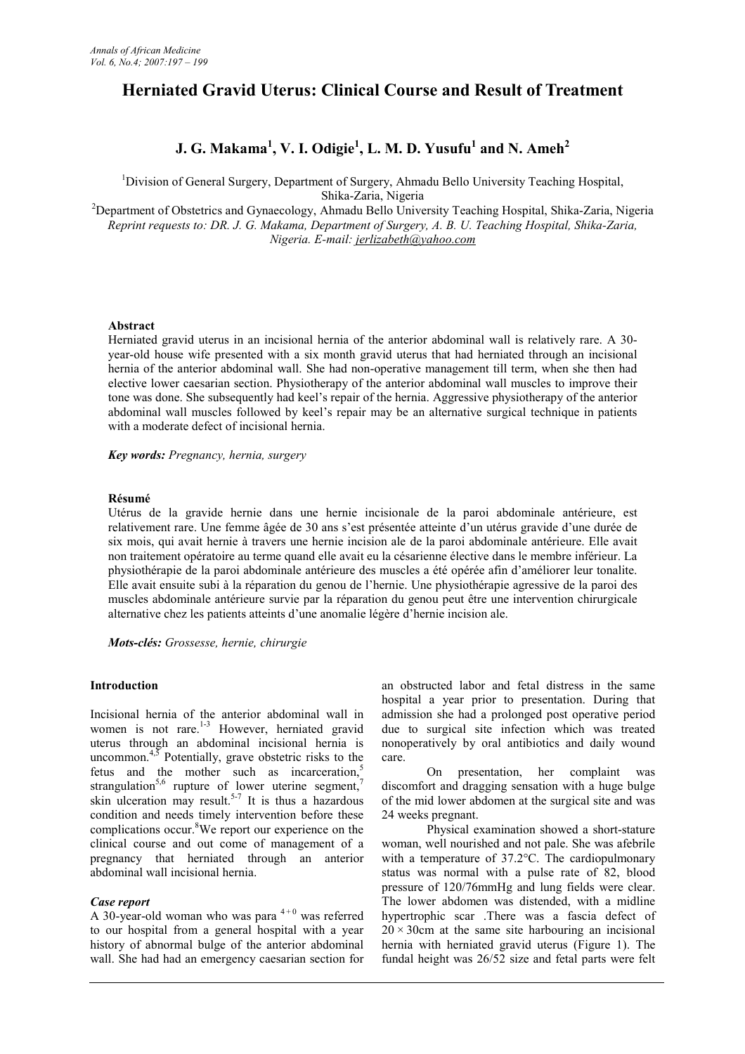# Herniated Gravid Uterus: Clinical Course and Result of Treatment

**J. G. Makama[1], V. I. Odigie[1], L. M. D. Yusufu[1] and N. Ameh[2]**

[1]Division of General Surgery, Department of Surgery, Ahmadu Bello University Teaching Hospital, Shika-Zaria, Nigeria
[2]Department of Obstetrics and Gynaecology, Ahmadu Bello University Teaching Hospital, Shika-Zaria, Nigeria
*Reprint requests to: DR. J. G. Makama, Department of Surgery, A. B. U. Teaching Hospital, Shika-Zaria, Nigeria. E-mail: jerlizabeth@yahoo.com*

### Abstract

Herniated gravid uterus in an incisional hernia of the anterior abdominal wall is relatively rare. A 30-year-old house wife presented with a six month gravid uterus that had herniated through an incisional hernia of the anterior abdominal wall. She had non-operative management till term, when she then had elective lower caesarian section. Physiotherapy of the anterior abdominal wall muscles to improve their tone was done. She subsequently had keel's repair of the hernia. Aggressive physiotherapy of the anterior abdominal wall muscles followed by keel's repair may be an alternative surgical technique in patients with a moderate defect of incisional hernia.

***Key words:*** *Pregnancy, hernia, surgery*

### Résumé

Utérus de la gravide hernie dans une hernie incisionale de la paroi abdominale antérieure, est relativement rare. Une femme âgée de 30 ans s'est présentée atteinte d'un utérus gravide d'une durée de six mois, qui avait hernie à travers une hernie incision ale de la paroi abdominale antérieure. Elle avait non traitement opératoire au terme quand elle avait eu la césarienne élective dans le membre inférieur. La physiothérapie de la paroi abdominale antérieure des muscles a été opérée afin d'améliorer leur tonalite. Elle avait ensuite subi à la réparation du genou de l'hernie. Une physiothérapie agressive de la paroi des muscles abdominale antérieure survie par la réparation du genou peut être une intervention chirurgicale alternative chez les patients atteints d'une anomalie légère d'hernie incision ale.

***Mots-clés:*** *Grossesse, hernie, chirurgie*

## Introduction

Incisional hernia of the anterior abdominal wall in women is not rare.[1-3] However, herniated gravid uterus through an abdominal incisional hernia is uncommon.[4,5] Potentially, grave obstetric risks to the fetus and the mother such as incarceration,[5] strangulation[5,6] rupture of lower uterine segment,[7] skin ulceration may result.[5-7] It is thus a hazardous condition and needs timely intervention before these complications occur.[8] We report our experience on the clinical course and out come of management of a pregnancy that herniated through an anterior abdominal wall incisional hernia.

### *Case report*

A 30-year-old woman who was para $^{4+0}$ was referred to our hospital from a general hospital with a year history of abnormal bulge of the anterior abdominal wall. She had had an emergency caesarian section for an obstructed labor and fetal distress in the same hospital a year prior to presentation. During that admission she had a prolonged post operative period due to surgical site infection which was treated nonoperatively by oral antibiotics and daily wound care.

On presentation, her complaint was discomfort and dragging sensation with a huge bulge of the mid lower abdomen at the surgical site and was 24 weeks pregnant.

Physical examination showed a short-stature woman, well nourished and not pale. She was afebrile with a temperature of 37.2°C. The cardiopulmonary status was normal with a pulse rate of 82, blood pressure of 120/76mmHg and lung fields were clear. The lower abdomen was distended, with a midline hypertrophic scar .There was a fascia defect of $20 \times 30$cm at the same site harbouring an incisional hernia with herniated gravid uterus (Figure 1). The fundal height was 26/52 size and fetal parts were felt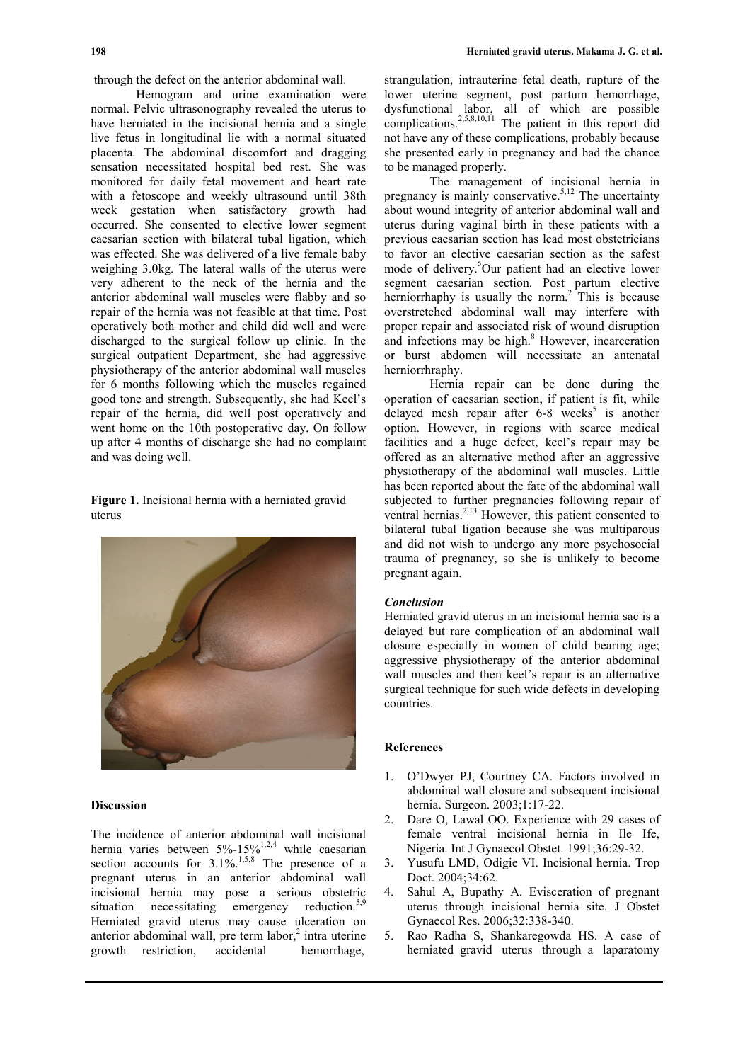through the defect on the anterior abdominal wall.

Hemogram and urine examination were normal. Pelvic ultrasonography revealed the uterus to have herniated in the incisional hernia and a single live fetus in longitudinal lie with a normal situated placenta. The abdominal discomfort and dragging sensation necessitated hospital bed rest. She was monitored for daily fetal movement and heart rate with a fetoscope and weekly ultrasound until 38th week gestation when satisfactory growth had occurred. She consented to elective lower segment caesarian section with bilateral tubal ligation, which was effected. She was delivered of a live female baby weighing 3.0kg. The lateral walls of the uterus were very adherent to the neck of the hernia and the anterior abdominal wall muscles were flabby and so repair of the hernia was not feasible at that time. Post operatively both mother and child did well and were discharged to the surgical follow up clinic. In the surgical outpatient Department, she had aggressive physiotherapy of the anterior abdominal wall muscles for 6 months following which the muscles regained good tone and strength. Subsequently, she had Keel's repair of the hernia, did well post operatively and went home on the 10th postoperative day. On follow up after 4 months of discharge she had no complaint and was doing well.

**Figure 1.** Incisional hernia with a herniated gravid uterus

### Discussion

The incidence of anterior abdominal wall incisional hernia varies between 5%-15%[1,2,4] while caesarian section accounts for 3.1%.[1,5,8] The presence of a pregnant uterus in an anterior abdominal wall incisional hernia may pose a serious obstetric situation necessitating emergency reduction.[5,9] Herniated gravid uterus may cause ulceration on anterior abdominal wall, pre term labor,[2] intra uterine growth restriction, accidental hemorrhage, strangulation, intrauterine fetal death, rupture of the lower uterine segment, post partum hemorrhage, dysfunctional labor, all of which are possible complications.[2,5,8,10,11] The patient in this report did not have any of these complications, probably because she presented early in pregnancy and had the chance to be managed properly.

The management of incisional hernia in pregnancy is mainly conservative.[5,12] The uncertainty about wound integrity of anterior abdominal wall and uterus during vaginal birth in these patients with a previous caesarian section has lead most obstetricians to favor an elective caesarian section as the safest mode of delivery.[5] Our patient had an elective lower segment caesarian section. Post partum elective herniorrhaphy is usually the norm.[2] This is because overstretched abdominal wall may interfere with proper repair and associated risk of wound disruption and infections may be high.[8] However, incarceration or burst abdomen will necessitate an antenatal herniorrhaphy.

Hernia repair can be done during the operation of caesarian section, if patient is fit, while delayed mesh repair after 6-8 weeks[5] is another option. However, in regions with scarce medical facilities and a huge defect, keel's repair may be offered as an alternative method after an aggressive physiotherapy of the abdominal wall muscles. Little has been reported about the fate of the abdominal wall subjected to further pregnancies following repair of ventral hernias.[2,13] However, this patient consented to bilateral tubal ligation because she was multiparous and did not wish to undergo any more psychosocial trauma of pregnancy, so she is unlikely to become pregnant again.

### *Conclusion*

Herniated gravid uterus in an incisional hernia sac is a delayed but rare complication of an abdominal wall closure especially in women of child bearing age; aggressive physiotherapy of the anterior abdominal wall muscles and then keel's repair is an alternative surgical technique for such wide defects in developing countries.

### References

1. O'Dwyer PJ, Courtney CA. Factors involved in abdominal wall closure and subsequent incisional hernia. Surgeon. 2003;1:17-22.
2. Dare O, Lawal OO. Experience with 29 cases of female ventral incisional hernia in Ile Ife, Nigeria. Int J Gynaecol Obstet. 1991;36:29-32.
3. Yusufu LMD, Odigie VI. Incisional hernia. Trop Doct. 2004;34:62.
4. Sahul A, Bupathy A. Evisceration of pregnant uterus through incisional hernia site. J Obstet Gynaecol Res. 2006;32:338-340.
5. Rao Radha S, Shankaregowda HS. A case of herniated gravid uterus through a laparatomy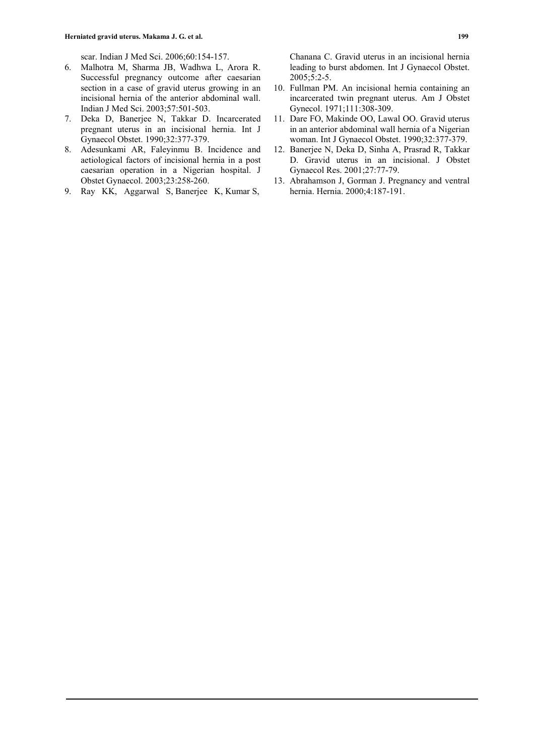scar. Indian J Med Sci. 2006;60:154-157.

6. Malhotra M, Sharma JB, Wadhwa L, Arora R. Successful pregnancy outcome after caesarian section in a case of gravid uterus growing in an incisional hernia of the anterior abdominal wall. Indian J Med Sci. 2003;57:501-503.
7. Deka D, Banerjee N, Takkar D. Incarcerated pregnant uterus in an incisional hernia. Int J Gynaecol Obstet. 1990;32:377-379.
8. Adesunkami AR, Faleyinmu B. Incidence and aetiological factors of incisional hernia in a post caesarian operation in a Nigerian hospital. J Obstet Gynaecol. 2003;23:258-260.
9. Ray KK, Aggarwal S, Banerjee K, Kumar S, Chanana C. Gravid uterus in an incisional hernia leading to burst abdomen. Int J Gynaecol Obstet. 2005;5:2-5.
10. Fullman PM. An incisional hernia containing an incarcerated twin pregnant uterus. Am J Obstet Gynecol. 1971;111:308-309.
11. Dare FO, Makinde OO, Lawal OO. Gravid uterus in an anterior abdominal wall hernia of a Nigerian woman. Int J Gynaecol Obstet. 1990;32:377-379.
12. Banerjee N, Deka D, Sinha A, Prasrad R, Takkar D. Gravid uterus in an incisional. J Obstet Gynaecol Res. 2001;27:77-79.
13. Abrahamson J, Gorman J. Pregnancy and ventral hernia. Hernia. 2000;4:187-191.